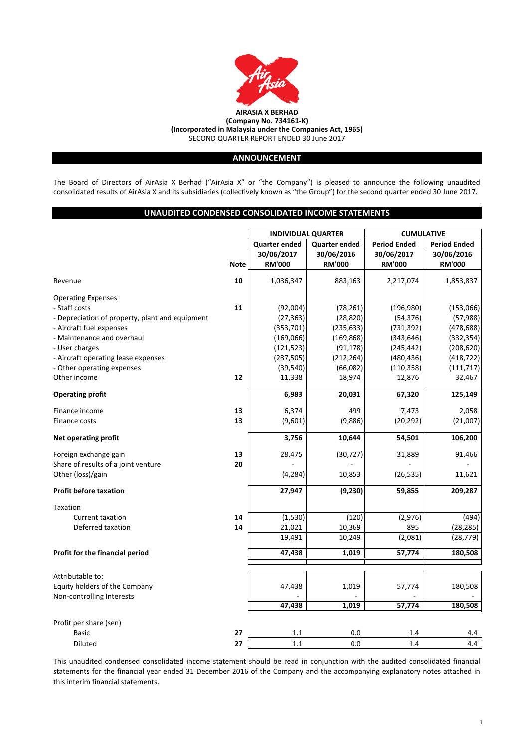**AIRASIA X BERHAD**
**(Company No. 734161-K)**
**(Incorporated in Malaysia under the Companies Act, 1965)**
SECOND QUARTER REPORT ENDED 30 June 2017

## ANNOUNCEMENT

The Board of Directors of AirAsia X Berhad ("AirAsia X" or "the Company") is pleased to announce the following unaudited consolidated results of AirAsia X and its subsidiaries (collectively known as "the Group") for the second quarter ended 30 June 2017.

## UNAUDITED CONDENSED CONSOLIDATED INCOME STATEMENTS

| | | INDIVIDUAL QUARTER | | CUMULATIVE | |
|---|---|---|---|---|---|
| | | Quarter ended | Quarter ended | Period Ended | Period Ended |
| | | 30/06/2017 | 30/06/2016 | 30/06/2017 | 30/06/2016 |
| | Note | RM'000 | RM'000 | RM'000 | RM'000 |
| Revenue | 10 | 1,036,347 | 883,163 | 2,217,074 | 1,853,837 |
| Operating Expenses | | | | | |
| - Staff costs | 11 | (92,004) | (78,261) | (196,980) | (153,066) |
| - Depreciation of property, plant and equipment | | (27,363) | (28,820) | (54,376) | (57,988) |
| - Aircraft fuel expenses | | (353,701) | (235,633) | (731,392) | (478,688) |
| - Maintenance and overhaul | | (169,066) | (169,868) | (343,646) | (332,354) |
| - User charges | | (121,523) | (91,178) | (245,442) | (208,620) |
| - Aircraft operating lease expenses | | (237,505) | (212,264) | (480,436) | (418,722) |
| - Other operating expenses | | (39,540) | (66,082) | (110,358) | (111,717) |
| Other income | 12 | 11,338 | 18,974 | 12,876 | 32,467 |
| **Operating profit** | | **6,983** | **20,031** | **67,320** | **125,149** |
| Finance income | 13 | 6,374 | 499 | 7,473 | 2,058 |
| Finance costs | 13 | (9,601) | (9,886) | (20,292) | (21,007) |
| **Net operating profit** | | **3,756** | **10,644** | **54,501** | **106,200** |
| Foreign exchange gain | 13 | 28,475 | (30,727) | 31,889 | 91,466 |
| Share of results of a joint venture | 20 | - | - | - | - |
| Other (loss)/gain | | (4,284) | 10,853 | (26,535) | 11,621 |
| **Profit before taxation** | | **27,947** | **(9,230)** | **59,855** | **209,287** |
| Taxation | | | | | |
| Current taxation | 14 | (1,530) | (120) | (2,976) | (494) |
| Deferred taxation | 14 | 21,021 | 10,369 | 895 | (28,285) |
| | | 19,491 | 10,249 | (2,081) | (28,779) |
| **Profit for the financial period** | | **47,438** | **1,019** | **57,774** | **180,508** |
| Attributable to: | | | | | |
| Equity holders of the Company | | 47,438 | 1,019 | 57,774 | 180,508 |
| Non-controlling Interests | | - | - | - | - |
| | | **47,438** | **1,019** | **57,774** | **180,508** |
| Profit per share (sen) | | | | | |
| Basic | 27 | 1.1 | 0.0 | 1.4 | 4.4 |
| Diluted | 27 | 1.1 | 0.0 | 1.4 | 4.4 |

This unaudited condensed consolidated income statement should be read in conjunction with the audited consolidated financial statements for the financial year ended 31 December 2016 of the Company and the accompanying explanatory notes attached in this interim financial statements.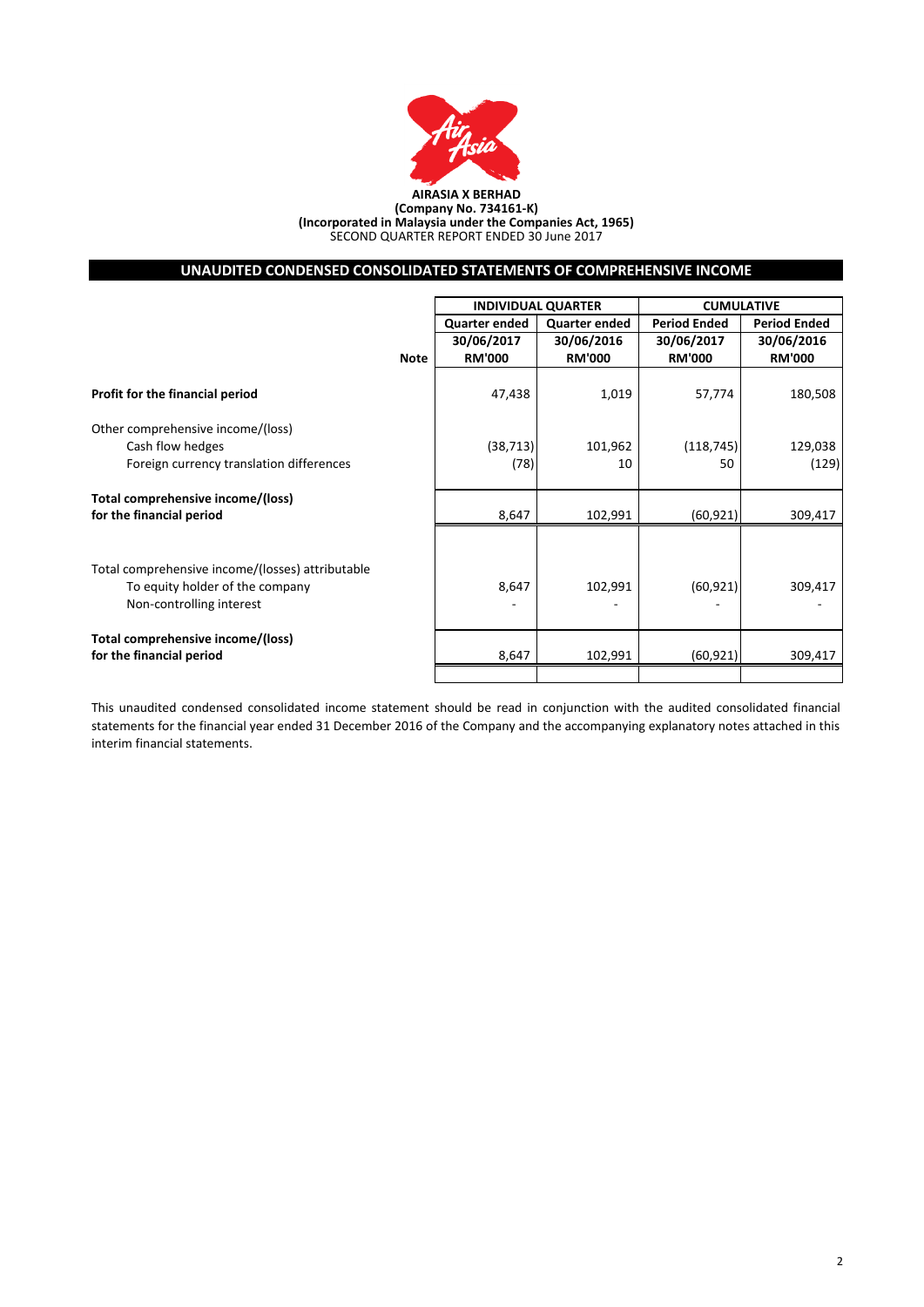**AIRASIA X BERHAD**
**(Company No. 734161-K)**
**(Incorporated in Malaysia under the Companies Act, 1965)**
SECOND QUARTER REPORT ENDED 30 June 2017

## UNAUDITED CONDENSED CONSOLIDATED STATEMENTS OF COMPREHENSIVE INCOME

| | | INDIVIDUAL QUARTER | | CUMULATIVE | |
|---|---|---|---|---|---|
| | | Quarter ended | Quarter ended | Period Ended | Period Ended |
| | | 30/06/2017 | 30/06/2016 | 30/06/2017 | 30/06/2016 |
| | Note | RM'000 | RM'000 | RM'000 | RM'000 |
| **Profit for the financial period** | | 47,438 | 1,019 | 57,774 | 180,508 |
| Other comprehensive income/(loss) | | | | | |
| Cash flow hedges | | (38,713) | 101,962 | (118,745) | 129,038 |
| Foreign currency translation differences | | (78) | 10 | 50 | (129) |
| **Total comprehensive income/(loss) for the financial period** | | 8,647 | 102,991 | (60,921) | 309,417 |
| Total comprehensive income/(losses) attributable | | | | | |
| To equity holder of the company | | 8,647 | 102,991 | (60,921) | 309,417 |
| Non-controlling interest | | - | - | - | - |
| **Total comprehensive income/(loss) for the financial period** | | 8,647 | 102,991 | (60,921) | 309,417 |

This unaudited condensed consolidated income statement should be read in conjunction with the audited consolidated financial statements for the financial year ended 31 December 2016 of the Company and the accompanying explanatory notes attached in this interim financial statements.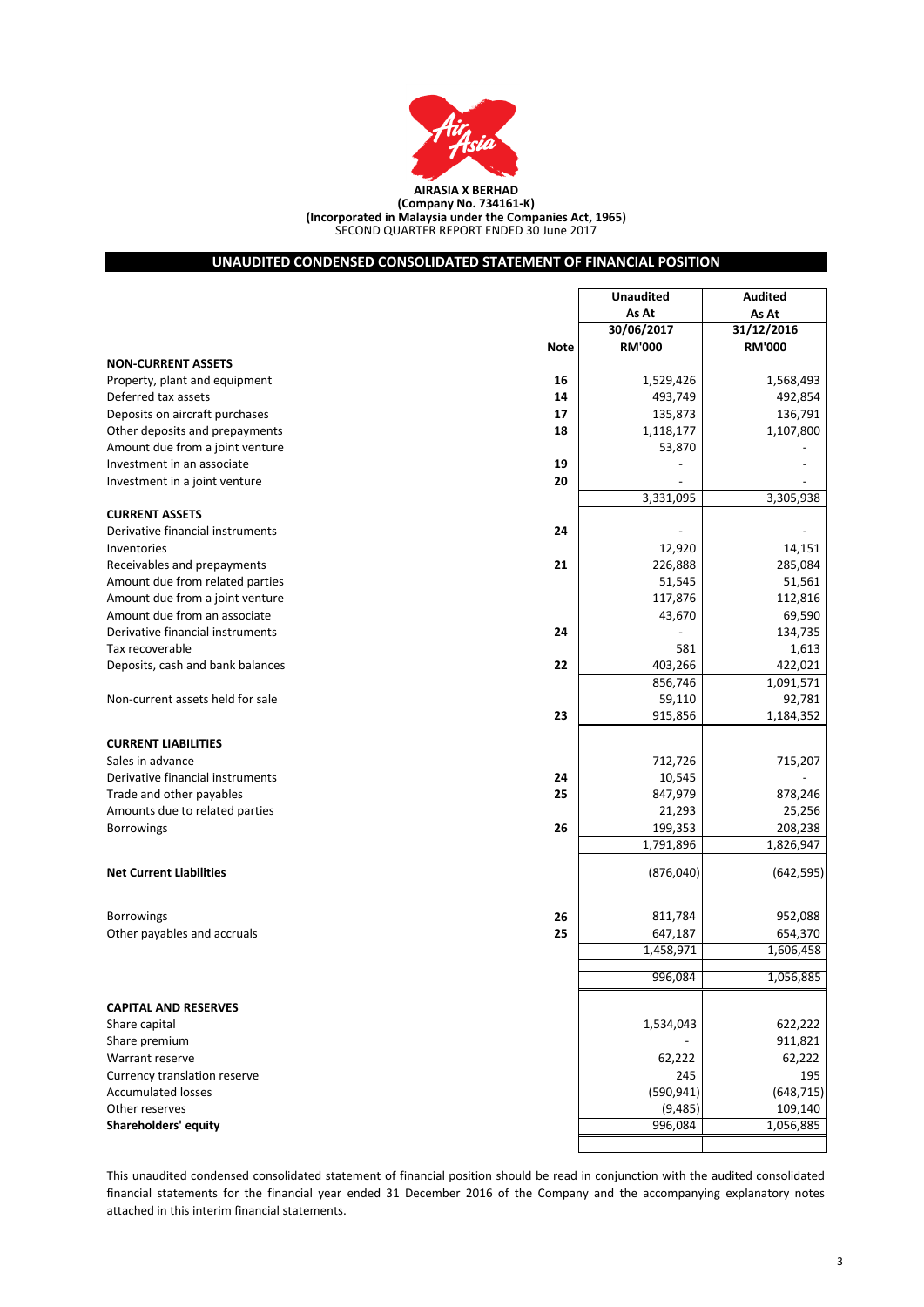**AIRASIA X BERHAD**
**(Company No. 734161-K)**
**(Incorporated in Malaysia under the Companies Act, 1965)**
SECOND QUARTER REPORT ENDED 30 June 2017

## UNAUDITED CONDENSED CONSOLIDATED STATEMENT OF FINANCIAL POSITION

| | Note | Unaudited As At 30/06/2017 RM'000 | Audited As At 31/12/2016 RM'000 |
|---|---|---|---|
| **NON-CURRENT ASSETS** | | | |
| Property, plant and equipment | 16 | 1,529,426 | 1,568,493 |
| Deferred tax assets | 14 | 493,749 | 492,854 |
| Deposits on aircraft purchases | 17 | 135,873 | 136,791 |
| Other deposits and prepayments | 18 | 1,118,177 | 1,107,800 |
| Amount due from a joint venture | | 53,870 | - |
| Investment in an associate | 19 | - | - |
| Investment in a joint venture | 20 | - | - |
| | | 3,331,095 | 3,305,938 |
| **CURRENT ASSETS** | | | |
| Derivative financial instruments | 24 | - | - |
| Inventories | | 12,920 | 14,151 |
| Receivables and prepayments | 21 | 226,888 | 285,084 |
| Amount due from related parties | | 51,545 | 51,561 |
| Amount due from a joint venture | | 117,876 | 112,816 |
| Amount due from an associate | | 43,670 | 69,590 |
| Derivative financial instruments | 24 | - | 134,735 |
| Tax recoverable | | 581 | 1,613 |
| Deposits, cash and bank balances | 22 | 403,266 | 422,021 |
| | | 856,746 | 1,091,571 |
| Non-current assets held for sale | | 59,110 | 92,781 |
| | 23 | 915,856 | 1,184,352 |
| **CURRENT LIABILITIES** | | | |
| Sales in advance | | 712,726 | 715,207 |
| Derivative financial instruments | 24 | 10,545 | - |
| Trade and other payables | 25 | 847,979 | 878,246 |
| Amounts due to related parties | | 21,293 | 25,256 |
| Borrowings | 26 | 199,353 | 208,238 |
| | | 1,791,896 | 1,826,947 |
| **Net Current Liabilities** | | (876,040) | (642,595) |
| Borrowings | 26 | 811,784 | 952,088 |
| Other payables and accruals | 25 | 647,187 | 654,370 |
| | | 1,458,971 | 1,606,458 |
| | | 996,084 | 1,056,885 |
| **CAPITAL AND RESERVES** | | | |
| Share capital | | 1,534,043 | 622,222 |
| Share premium | | - | 911,821 |
| Warrant reserve | | 62,222 | 62,222 |
| Currency translation reserve | | 245 | 195 |
| Accumulated losses | | (590,941) | (648,715) |
| Other reserves | | (9,485) | 109,140 |
| **Shareholders' equity** | | 996,084 | 1,056,885 |

This unaudited condensed consolidated statement of financial position should be read in conjunction with the audited consolidated financial statements for the financial year ended 31 December 2016 of the Company and the accompanying explanatory notes attached in this interim financial statements.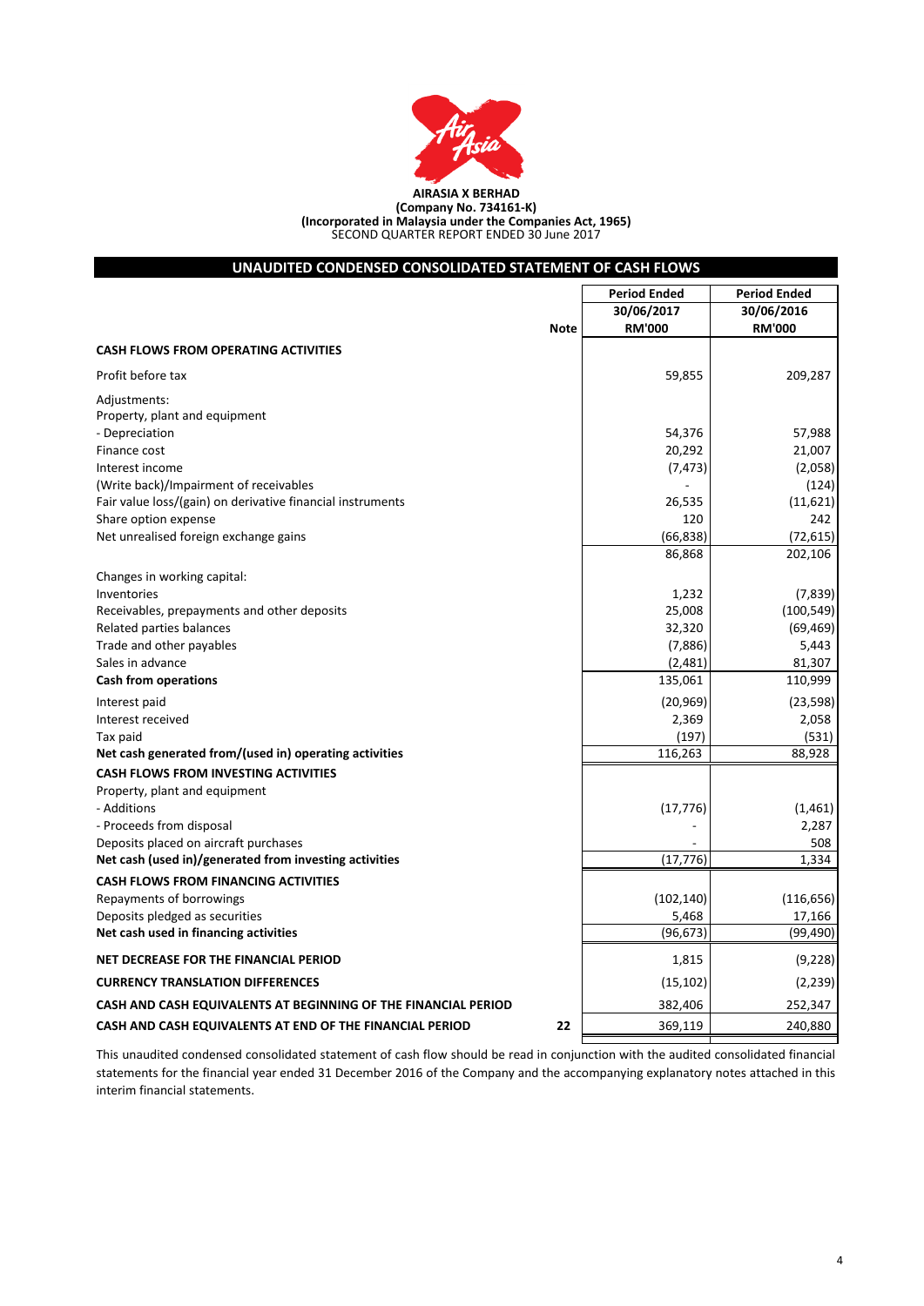**AIRASIA X BERHAD**
**(Company No. 734161-K)**
**(Incorporated in Malaysia under the Companies Act, 1965)**
SECOND QUARTER REPORT ENDED 30 June 2017

## UNAUDITED CONDENSED CONSOLIDATED STATEMENT OF CASH FLOWS

| | Note | Period Ended 30/06/2017 RM'000 | Period Ended 30/06/2016 RM'000 |
|---|---|---|---|
| **CASH FLOWS FROM OPERATING ACTIVITIES** | | | |
| Profit before tax | | 59,855 | 209,287 |
| Adjustments: | | | |
| Property, plant and equipment | | | |
| - Depreciation | | 54,376 | 57,988 |
| Finance cost | | 20,292 | 21,007 |
| Interest income | | (7,473) | (2,058) |
| (Write back)/Impairment of receivables | | - | (124) |
| Fair value loss/(gain) on derivative financial instruments | | 26,535 | (11,621) |
| Share option expense | | 120 | 242 |
| Net unrealised foreign exchange gains | | (66,838) | (72,615) |
| | | 86,868 | 202,106 |
| Changes in working capital: | | | |
| Inventories | | 1,232 | (7,839) |
| Receivables, prepayments and other deposits | | 25,008 | (100,549) |
| Related parties balances | | 32,320 | (69,469) |
| Trade and other payables | | (7,886) | 5,443 |
| Sales in advance | | (2,481) | 81,307 |
| **Cash from operations** | | 135,061 | 110,999 |
| Interest paid | | (20,969) | (23,598) |
| Interest received | | 2,369 | 2,058 |
| Tax paid | | (197) | (531) |
| **Net cash generated from/(used in) operating activities** | | 116,263 | 88,928 |
| **CASH FLOWS FROM INVESTING ACTIVITIES** | | | |
| Property, plant and equipment | | | |
| - Additions | | (17,776) | (1,461) |
| - Proceeds from disposal | | - | 2,287 |
| Deposits placed on aircraft purchases | | - | 508 |
| **Net cash (used in)/generated from investing activities** | | (17,776) | 1,334 |
| **CASH FLOWS FROM FINANCING ACTIVITIES** | | | |
| Repayments of borrowings | | (102,140) | (116,656) |
| Deposits pledged as securities | | 5,468 | 17,166 |
| **Net cash used in financing activities** | | (96,673) | (99,490) |
| **NET DECREASE FOR THE FINANCIAL PERIOD** | | 1,815 | (9,228) |
| **CURRENCY TRANSLATION DIFFERENCES** | | (15,102) | (2,239) |
| **CASH AND CASH EQUIVALENTS AT BEGINNING OF THE FINANCIAL PERIOD** | | 382,406 | 252,347 |
| **CASH AND CASH EQUIVALENTS AT END OF THE FINANCIAL PERIOD** | 22 | 369,119 | 240,880 |

This unaudited condensed consolidated statement of cash flow should be read in conjunction with the audited consolidated financial statements for the financial year ended 31 December 2016 of the Company and the accompanying explanatory notes attached in this interim financial statements.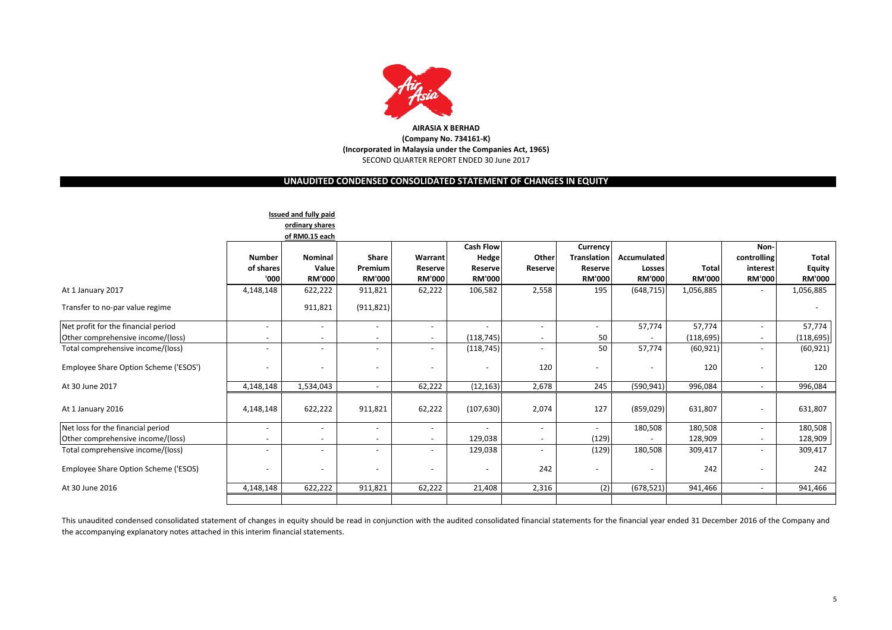**AIRASIA X BERHAD**
**(Company No. 734161-K)**
**(Incorporated in Malaysia under the Companies Act, 1965)**
SECOND QUARTER REPORT ENDED 30 June 2017

## UNAUDITED CONDENSED CONSOLIDATED STATEMENT OF CHANGES IN EQUITY

| | Issued and fully paid ordinary shares of RM0.15 each | | | | | | | | | | |
|---|---|---|---|---|---|---|---|---|---|---|---|
| | Number of shares '000 | Nominal Value RM'000 | Share Premium RM'000 | Warrant Reserve RM'000 | Cash Flow Hedge Reserve RM'000 | Other Reserve RM'000 | Currency Translation Reserve RM'000 | Accumulated Losses RM'000 | Total RM'000 | Non-controlling interest RM'000 | Total Equity RM'000 |
| At 1 January 2017 | 4,148,148 | 622,222 | 911,821 | 62,222 | 106,582 | 2,558 | 195 | (648,715) | 1,056,885 | - | 1,056,885 |
| Transfer to no-par value regime | | 911,821 | (911,821) | | | | | | | | - |
| Net profit for the financial period | - | - | - | - | - | - | - | 57,774 | 57,774 | - | 57,774 |
| Other comprehensive income/(loss) | - | - | - | - | (118,745) | - | 50 | - | (118,695) | - | (118,695) |
| Total comprehensive income/(loss) | - | - | - | - | (118,745) | - | 50 | 57,774 | (60,921) | - | (60,921) |
| Employee Share Option Scheme ('ESOS') | - | - | - | - | - | 120 | - | - | 120 | - | 120 |
| At 30 June 2017 | 4,148,148 | 1,534,043 | - | 62,222 | (12,163) | 2,678 | 245 | (590,941) | 996,084 | - | 996,084 |
| At 1 January 2016 | 4,148,148 | 622,222 | 911,821 | 62,222 | (107,630) | 2,074 | 127 | (859,029) | 631,807 | - | 631,807 |
| Net loss for the financial period | - | - | - | - | - | - | - | 180,508 | 180,508 | - | 180,508 |
| Other comprehensive income/(loss) | - | - | - | - | 129,038 | - | (129) | - | 128,909 | - | 128,909 |
| Total comprehensive income/(loss) | - | - | - | - | 129,038 | - | (129) | 180,508 | 309,417 | - | 309,417 |
| Employee Share Option Scheme ('ESOS) | - | - | - | - | - | 242 | - | - | 242 | - | 242 |
| At 30 June 2016 | 4,148,148 | 622,222 | 911,821 | 62,222 | 21,408 | 2,316 | (2) | (678,521) | 941,466 | - | 941,466 |

This unaudited condensed consolidated statement of changes in equity should be read in conjunction with the audited consolidated financial statements for the financial year ended 31 December 2016 of the Company and the accompanying explanatory notes attached in this interim financial statements.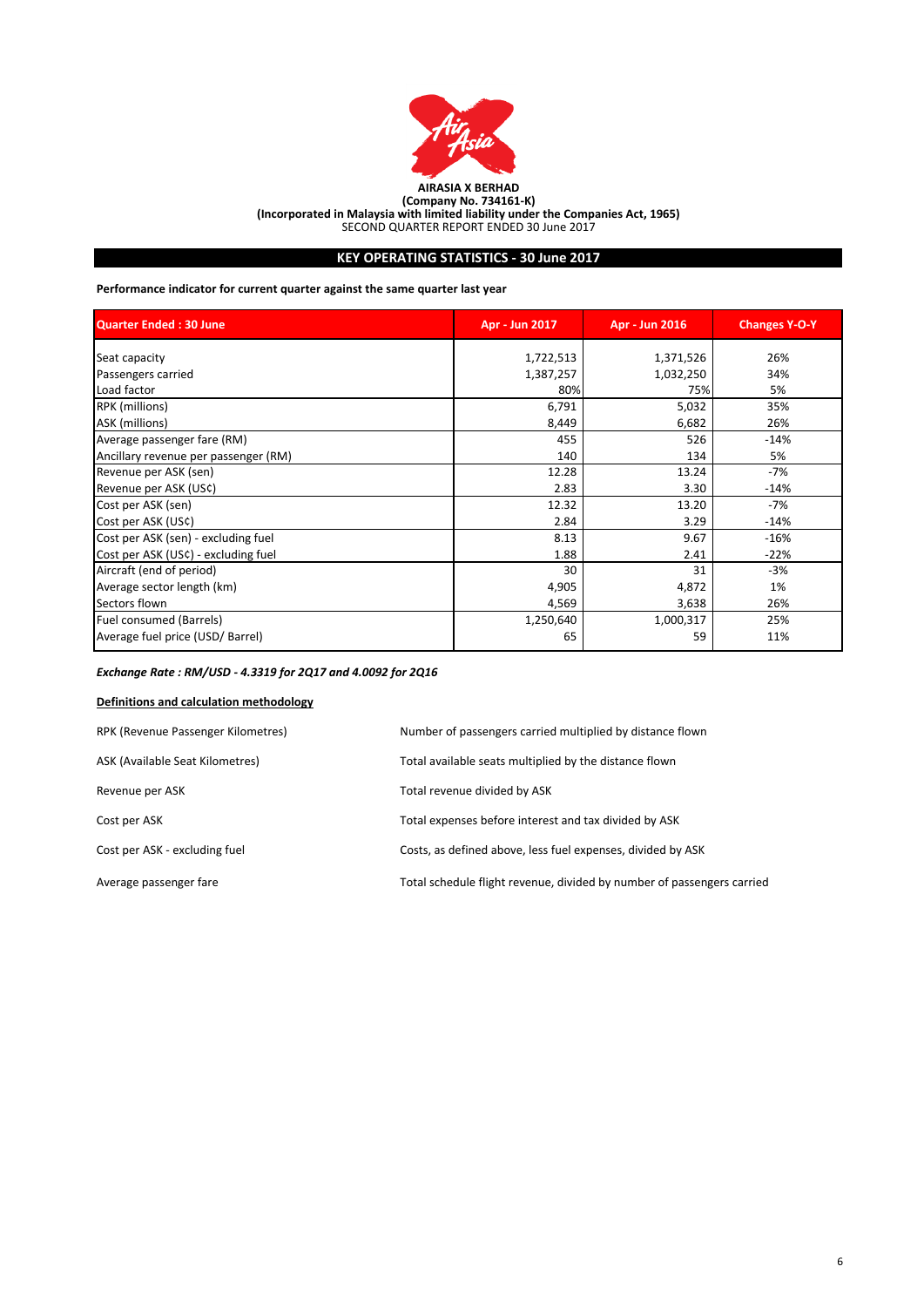**AIRASIA X BERHAD**
**(Company No. 734161-K)**
**(Incorporated in Malaysia with limited liability under the Companies Act, 1965)**
SECOND QUARTER REPORT ENDED 30 June 2017

## KEY OPERATING STATISTICS - 30 June 2017

**Performance indicator for current quarter against the same quarter last year**

| Quarter Ended : 30 June | Apr - Jun 2017 | Apr - Jun 2016 | Changes Y-O-Y |
|---|---|---|---|
| Seat capacity | 1,722,513 | 1,371,526 | 26% |
| Passengers carried | 1,387,257 | 1,032,250 | 34% |
| Load factor | 80% | 75% | 5% |
| RPK (millions) | 6,791 | 5,032 | 35% |
| ASK (millions) | 8,449 | 6,682 | 26% |
| Average passenger fare (RM) | 455 | 526 | -14% |
| Ancillary revenue per passenger (RM) | 140 | 134 | 5% |
| Revenue per ASK (sen) | 12.28 | 13.24 | -7% |
| Revenue per ASK (US¢) | 2.83 | 3.30 | -14% |
| Cost per ASK (sen) | 12.32 | 13.20 | -7% |
| Cost per ASK (US¢) | 2.84 | 3.29 | -14% |
| Cost per ASK (sen) - excluding fuel | 8.13 | 9.67 | -16% |
| Cost per ASK (US¢) - excluding fuel | 1.88 | 2.41 | -22% |
| Aircraft (end of period) | 30 | 31 | -3% |
| Average sector length (km) | 4,905 | 4,872 | 1% |
| Sectors flown | 4,569 | 3,638 | 26% |
| Fuel consumed (Barrels) | 1,250,640 | 1,000,317 | 25% |
| Average fuel price (USD/ Barrel) | 65 | 59 | 11% |

***Exchange Rate : RM/USD - 4.3319 for 2Q17 and 4.0092 for 2Q16***

**Definitions and calculation methodology**

| | |
|---|---|
| RPK (Revenue Passenger Kilometres) | Number of passengers carried multiplied by distance flown |
| ASK (Available Seat Kilometres) | Total available seats multiplied by the distance flown |
| Revenue per ASK | Total revenue divided by ASK |
| Cost per ASK | Total expenses before interest and tax divided by ASK |
| Cost per ASK - excluding fuel | Costs, as defined above, less fuel expenses, divided by ASK |
| Average passenger fare | Total schedule flight revenue, divided by number of passengers carried |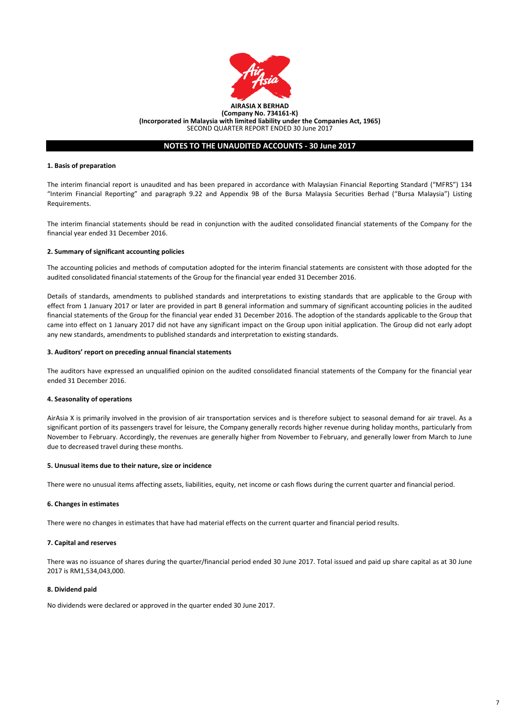**AIRASIA X BERHAD**
**(Company No. 734161-K)**
**(Incorporated in Malaysia with limited liability under the Companies Act, 1965)**
SECOND QUARTER REPORT ENDED 30 June 2017

## NOTES TO THE UNAUDITED ACCOUNTS - 30 June 2017

### 1. Basis of preparation

The interim financial report is unaudited and has been prepared in accordance with Malaysian Financial Reporting Standard ("MFRS") 134 "Interim Financial Reporting" and paragraph 9.22 and Appendix 9B of the Bursa Malaysia Securities Berhad ("Bursa Malaysia") Listing Requirements.

The interim financial statements should be read in conjunction with the audited consolidated financial statements of the Company for the financial year ended 31 December 2016.

### 2. Summary of significant accounting policies

The accounting policies and methods of computation adopted for the interim financial statements are consistent with those adopted for the audited consolidated financial statements of the Group for the financial year ended 31 December 2016.

Details of standards, amendments to published standards and interpretations to existing standards that are applicable to the Group with effect from 1 January 2017 or later are provided in part B general information and summary of significant accounting policies in the audited financial statements of the Group for the financial year ended 31 December 2016. The adoption of the standards applicable to the Group that came into effect on 1 January 2017 did not have any significant impact on the Group upon initial application. The Group did not early adopt any new standards, amendments to published standards and interpretation to existing standards.

### 3. Auditors' report on preceding annual financial statements

The auditors have expressed an unqualified opinion on the audited consolidated financial statements of the Company for the financial year ended 31 December 2016.

### 4. Seasonality of operations

AirAsia X is primarily involved in the provision of air transportation services and is therefore subject to seasonal demand for air travel. As a significant portion of its passengers travel for leisure, the Company generally records higher revenue during holiday months, particularly from November to February. Accordingly, the revenues are generally higher from November to February, and generally lower from March to June due to decreased travel during these months.

### 5. Unusual items due to their nature, size or incidence

There were no unusual items affecting assets, liabilities, equity, net income or cash flows during the current quarter and financial period.

### 6. Changes in estimates

There were no changes in estimates that have had material effects on the current quarter and financial period results.

### 7. Capital and reserves

There was no issuance of shares during the quarter/financial period ended 30 June 2017. Total issued and paid up share capital as at 30 June 2017 is RM1,534,043,000.

### 8. Dividend paid

No dividends were declared or approved in the quarter ended 30 June 2017.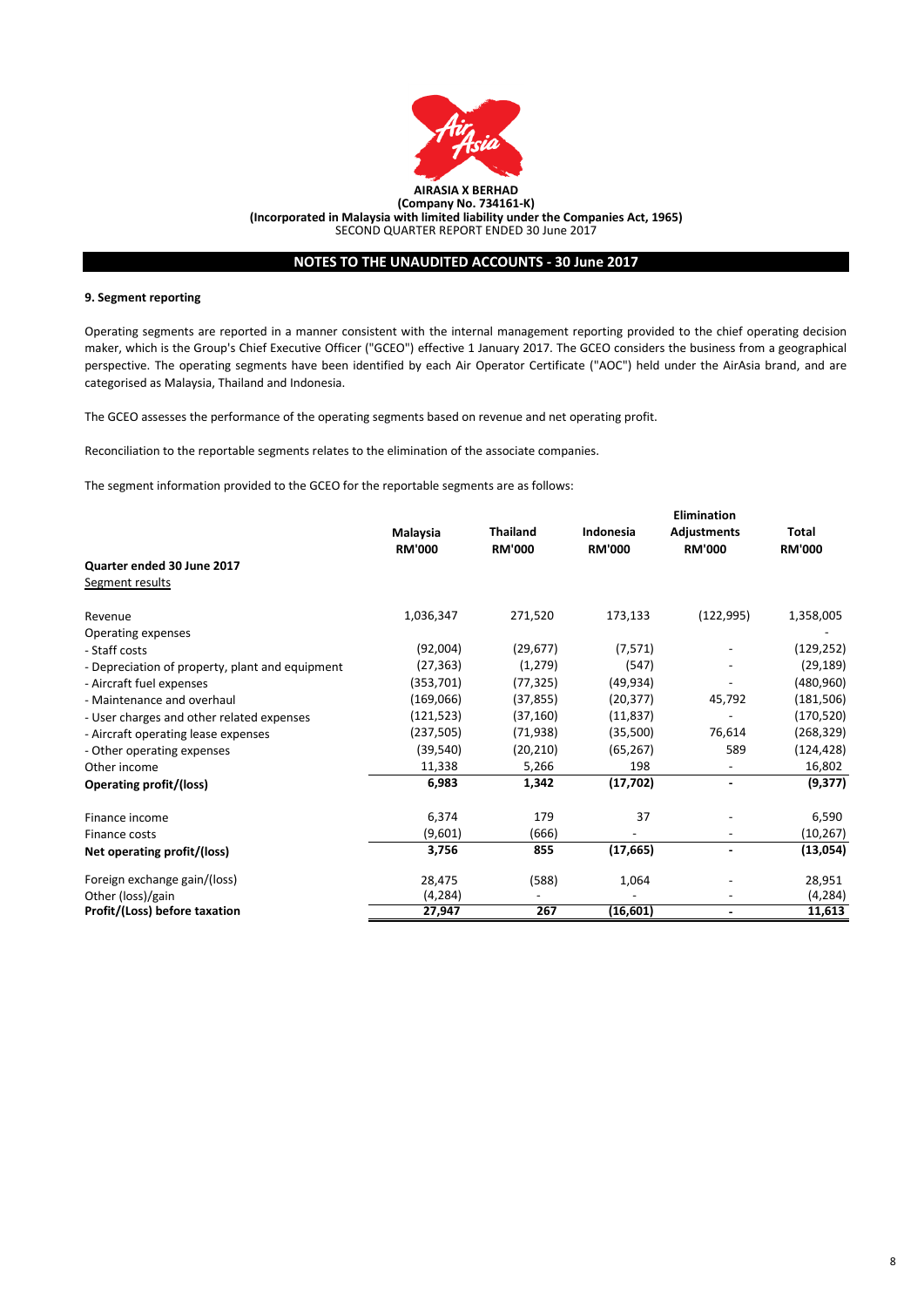**AIRASIA X BERHAD**
**(Company No. 734161-K)**
**(Incorporated in Malaysia with limited liability under the Companies Act, 1965)**
SECOND QUARTER REPORT ENDED 30 June 2017

## NOTES TO THE UNAUDITED ACCOUNTS - 30 June 2017

### 9. Segment reporting

Operating segments are reported in a manner consistent with the internal management reporting provided to the chief operating decision maker, which is the Group's Chief Executive Officer ("GCEO") effective 1 January 2017. The GCEO considers the business from a geographical perspective. The operating segments have been identified by each Air Operator Certificate ("AOC") held under the AirAsia brand, and are categorised as Malaysia, Thailand and Indonesia.

The GCEO assesses the performance of the operating segments based on revenue and net operating profit.

Reconciliation to the reportable segments relates to the elimination of the associate companies.

The segment information provided to the GCEO for the reportable segments are as follows:

| | Malaysia RM'000 | Thailand RM'000 | Indonesia RM'000 | Elimination Adjustments RM'000 | Total RM'000 |
|---|---|---|---|---|---|
| **Quarter ended 30 June 2017** | | | | | |
| Segment results | | | | | |
| Revenue | 1,036,347 | 271,520 | 173,133 | (122,995) | 1,358,005 |
| Operating expenses | | | | | - |
| - Staff costs | (92,004) | (29,677) | (7,571) | - | (129,252) |
| - Depreciation of property, plant and equipment | (27,363) | (1,279) | (547) | - | (29,189) |
| - Aircraft fuel expenses | (353,701) | (77,325) | (49,934) | - | (480,960) |
| - Maintenance and overhaul | (169,066) | (37,855) | (20,377) | 45,792 | (181,506) |
| - User charges and other related expenses | (121,523) | (37,160) | (11,837) | - | (170,520) |
| - Aircraft operating lease expenses | (237,505) | (71,938) | (35,500) | 76,614 | (268,329) |
| - Other operating expenses | (39,540) | (20,210) | (65,267) | 589 | (124,428) |
| Other income | 11,338 | 5,266 | 198 | - | 16,802 |
| **Operating profit/(loss)** | **6,983** | **1,342** | **(17,702)** | **-** | **(9,377)** |
| Finance income | 6,374 | 179 | 37 | - | 6,590 |
| Finance costs | (9,601) | (666) | - | - | (10,267) |
| **Net operating profit/(loss)** | **3,756** | **855** | **(17,665)** | **-** | **(13,054)** |
| Foreign exchange gain/(loss) | 28,475 | (588) | 1,064 | - | 28,951 |
| Other (loss)/gain | (4,284) | - | - | - | (4,284) |
| **Profit/(Loss) before taxation** | **27,947** | **267** | **(16,601)** | **-** | **11,613** |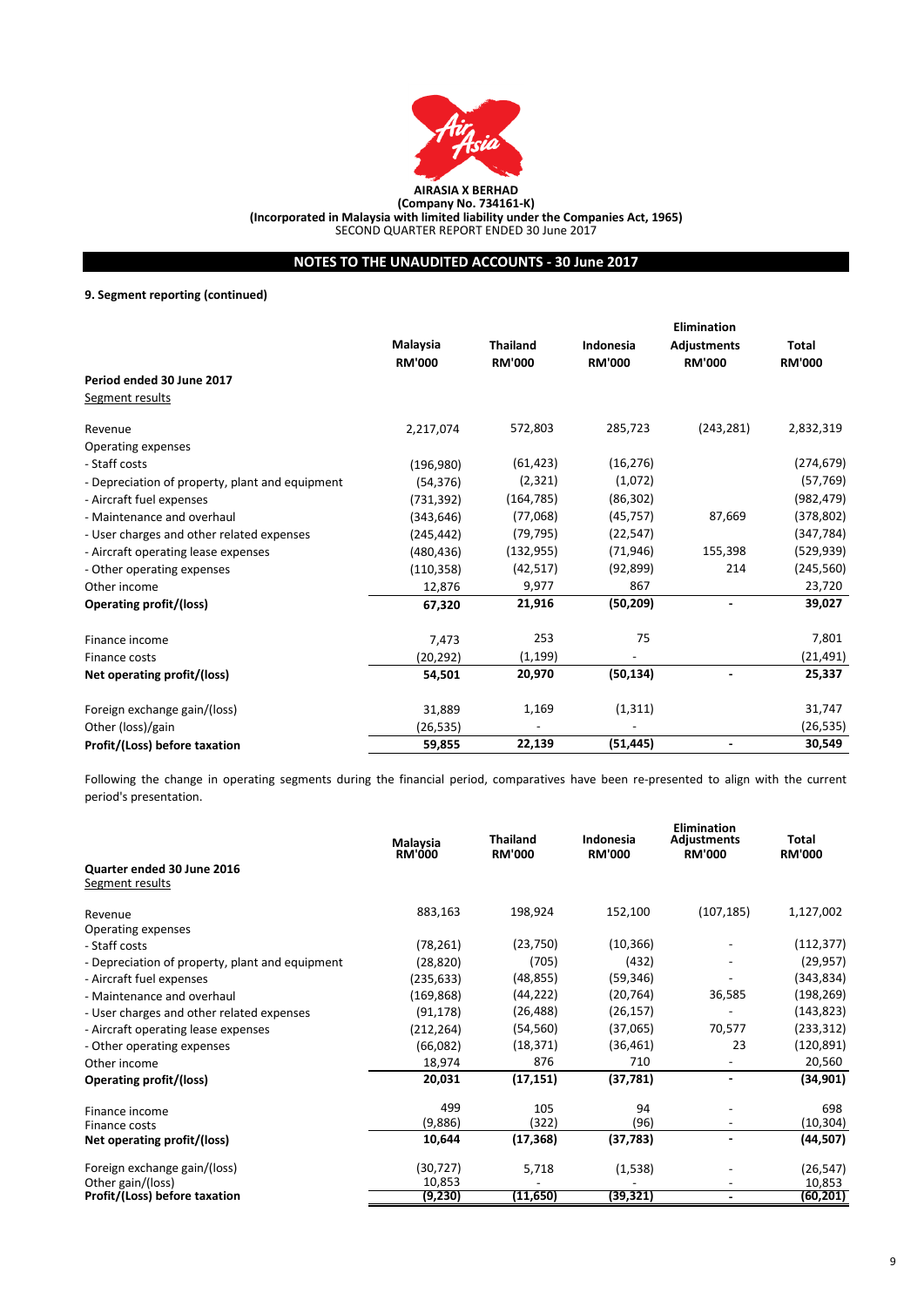**AIRASIA X BERHAD**
**(Company No. 734161-K)**
**(Incorporated in Malaysia with limited liability under the Companies Act, 1965)**
SECOND QUARTER REPORT ENDED 30 June 2017

## NOTES TO THE UNAUDITED ACCOUNTS - 30 June 2017

### 9. Segment reporting (continued)

| | Malaysia RM'000 | Thailand RM'000 | Indonesia RM'000 | Elimination Adjustments RM'000 | Total RM'000 |
|---|---|---|---|---|---|
| **Period ended 30 June 2017** | | | | | |
| Segment results | | | | | |
| Revenue | 2,217,074 | 572,803 | 285,723 | (243,281) | 2,832,319 |
| Operating expenses | | | | | |
| - Staff costs | (196,980) | (61,423) | (16,276) | | (274,679) |
| - Depreciation of property, plant and equipment | (54,376) | (2,321) | (1,072) | | (57,769) |
| - Aircraft fuel expenses | (731,392) | (164,785) | (86,302) | | (982,479) |
| - Maintenance and overhaul | (343,646) | (77,068) | (45,757) | 87,669 | (378,802) |
| - User charges and other related expenses | (245,442) | (79,795) | (22,547) | | (347,784) |
| - Aircraft operating lease expenses | (480,436) | (132,955) | (71,946) | 155,398 | (529,939) |
| - Other operating expenses | (110,358) | (42,517) | (92,899) | 214 | (245,560) |
| Other income | 12,876 | 9,977 | 867 | | 23,720 |
| **Operating profit/(loss)** | **67,320** | **21,916** | **(50,209)** | **-** | **39,027** |
| Finance income | 7,473 | 253 | 75 | | 7,801 |
| Finance costs | (20,292) | (1,199) | - | | (21,491) |
| **Net operating profit/(loss)** | **54,501** | **20,970** | **(50,134)** | **-** | **25,337** |
| Foreign exchange gain/(loss) | 31,889 | 1,169 | (1,311) | | 31,747 |
| Other (loss)/gain | (26,535) | - | - | | (26,535) |
| **Profit/(Loss) before taxation** | **59,855** | **22,139** | **(51,445)** | **-** | **30,549** |

Following the change in operating segments during the financial period, comparatives have been re-presented to align with the current period's presentation.

| | Malaysia RM'000 | Thailand RM'000 | Indonesia RM'000 | Elimination Adjustments RM'000 | Total RM'000 |
|---|---|---|---|---|---|
| **Quarter ended 30 June 2016** | | | | | |
| Segment results | | | | | |
| Revenue | 883,163 | 198,924 | 152,100 | (107,185) | 1,127,002 |
| Operating expenses | | | | | |
| - Staff costs | (78,261) | (23,750) | (10,366) | - | (112,377) |
| - Depreciation of property, plant and equipment | (28,820) | (705) | (432) | - | (29,957) |
| - Aircraft fuel expenses | (235,633) | (48,855) | (59,346) | - | (343,834) |
| - Maintenance and overhaul | (169,868) | (44,222) | (20,764) | 36,585 | (198,269) |
| - User charges and other related expenses | (91,178) | (26,488) | (26,157) | - | (143,823) |
| - Aircraft operating lease expenses | (212,264) | (54,560) | (37,065) | 70,577 | (233,312) |
| - Other operating expenses | (66,082) | (18,371) | (36,461) | 23 | (120,891) |
| Other income | 18,974 | 876 | 710 | - | 20,560 |
| **Operating profit/(loss)** | **20,031** | **(17,151)** | **(37,781)** | **-** | **(34,901)** |
| Finance income | 499 | 105 | 94 | - | 698 |
| Finance costs | (9,886) | (322) | (96) | - | (10,304) |
| **Net operating profit/(loss)** | **10,644** | **(17,368)** | **(37,783)** | **-** | **(44,507)** |
| Foreign exchange gain/(loss) | (30,727) | 5,718 | (1,538) | - | (26,547) |
| Other gain/(loss) | 10,853 | - | - | - | 10,853 |
| **Profit/(Loss) before taxation** | **(9,230)** | **(11,650)** | **(39,321)** | **-** | **(60,201)** |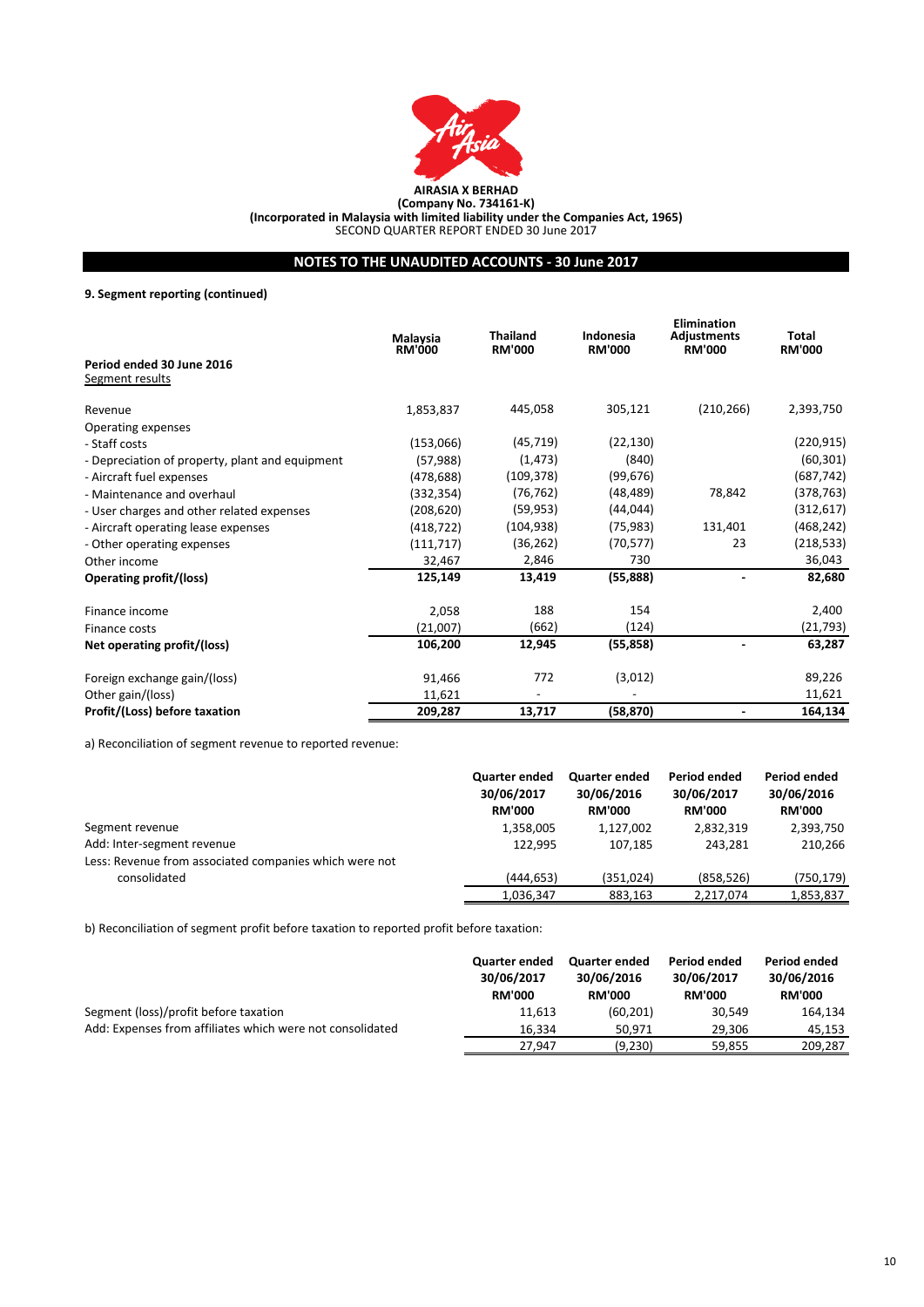**AIRASIA X BERHAD**
**(Company No. 734161-K)**
**(Incorporated in Malaysia with limited liability under the Companies Act, 1965)**
SECOND QUARTER REPORT ENDED 30 June 2017

## NOTES TO THE UNAUDITED ACCOUNTS - 30 June 2017

**9. Segment reporting (continued)**

| **Period ended 30 June 2016**<br>Segment results | **Malaysia RM'000** | **Thailand RM'000** | **Indonesia RM'000** | **Elimination Adjustments RM'000** | **Total RM'000** |
|---|---|---|---|---|---|
| Revenue | 1,853,837 | 445,058 | 305,121 | (210,266) | 2,393,750 |
| Operating expenses | | | | | |
| - Staff costs | (153,066) | (45,719) | (22,130) | | (220,915) |
| - Depreciation of property, plant and equipment | (57,988) | (1,473) | (840) | | (60,301) |
| - Aircraft fuel expenses | (478,688) | (109,378) | (99,676) | | (687,742) |
| - Maintenance and overhaul | (332,354) | (76,762) | (48,489) | 78,842 | (378,763) |
| - User charges and other related expenses | (208,620) | (59,953) | (44,044) | | (312,617) |
| - Aircraft operating lease expenses | (418,722) | (104,938) | (75,983) | 131,401 | (468,242) |
| - Other operating expenses | (111,717) | (36,262) | (70,577) | 23 | (218,533) |
| Other income | 32,467 | 2,846 | 730 | | 36,043 |
| **Operating profit/(loss)** | **125,149** | **13,419** | **(55,888)** | **-** | **82,680** |
| Finance income | 2,058 | 188 | 154 | | 2,400 |
| Finance costs | (21,007) | (662) | (124) | | (21,793) |
| **Net operating profit/(loss)** | **106,200** | **12,945** | **(55,858)** | **-** | **63,287** |
| Foreign exchange gain/(loss) | 91,466 | 772 | (3,012) | | 89,226 |
| Other gain/(loss) | 11,621 | - | - | | 11,621 |
| **Profit/(Loss) before taxation** | **209,287** | **13,717** | **(58,870)** | **-** | **164,134** |

a) Reconciliation of segment revenue to reported revenue:

| | **Quarter ended 30/06/2017 RM'000** | **Quarter ended 30/06/2016 RM'000** | **Period ended 30/06/2017 RM'000** | **Period ended 30/06/2016 RM'000** |
|---|---|---|---|---|
| Segment revenue | 1,358,005 | 1,127,002 | 2,832,319 | 2,393,750 |
| Add: Inter-segment revenue | 122,995 | 107,185 | 243,281 | 210,266 |
| Less: Revenue from associated companies which were not consolidated | (444,653) | (351,024) | (858,526) | (750,179) |
| | 1,036,347 | 883,163 | 2,217,074 | 1,853,837 |

b) Reconciliation of segment profit before taxation to reported profit before taxation:

| | **Quarter ended 30/06/2017 RM'000** | **Quarter ended 30/06/2016 RM'000** | **Period ended 30/06/2017 RM'000** | **Period ended 30/06/2016 RM'000** |
|---|---|---|---|---|
| Segment (loss)/profit before taxation | 11,613 | (60,201) | 30,549 | 164,134 |
| Add: Expenses from affiliates which were not consolidated | 16,334 | 50,971 | 29,306 | 45,153 |
| | 27,947 | (9,230) | 59,855 | 209,287 |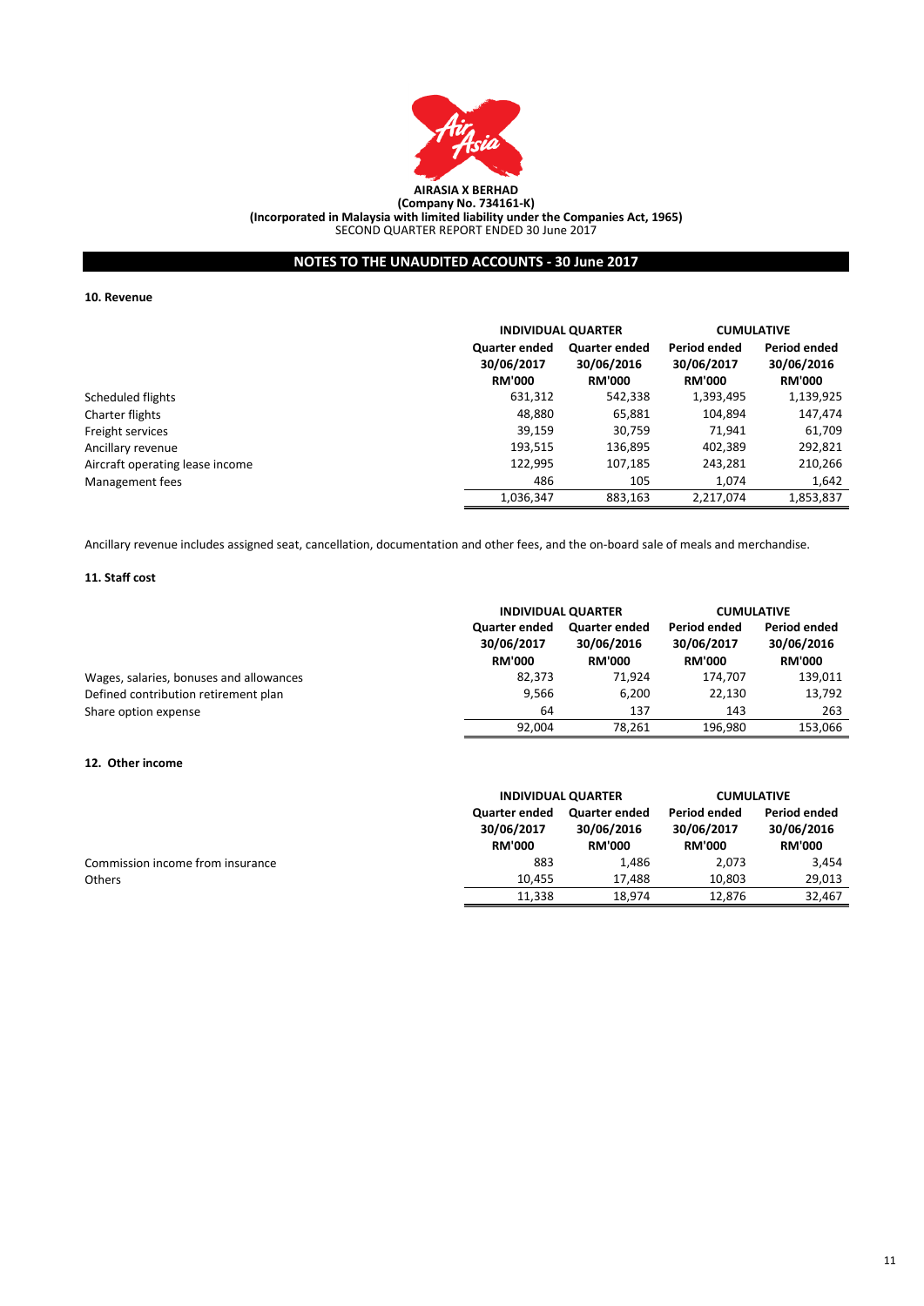**AIRASIA X BERHAD**
**(Company No. 734161-K)**
**(Incorporated in Malaysia with limited liability under the Companies Act, 1965)**
SECOND QUARTER REPORT ENDED 30 June 2017

## NOTES TO THE UNAUDITED ACCOUNTS - 30 June 2017

### 10. Revenue

| | INDIVIDUAL QUARTER | | CUMULATIVE | |
|---|---|---|---|---|
| | Quarter ended 30/06/2017 RM'000 | Quarter ended 30/06/2016 RM'000 | Period ended 30/06/2017 RM'000 | Period ended 30/06/2016 RM'000 |
| Scheduled flights | 631,312 | 542,338 | 1,393,495 | 1,139,925 |
| Charter flights | 48,880 | 65,881 | 104,894 | 147,474 |
| Freight services | 39,159 | 30,759 | 71,941 | 61,709 |
| Ancillary revenue | 193,515 | 136,895 | 402,389 | 292,821 |
| Aircraft operating lease income | 122,995 | 107,185 | 243,281 | 210,266 |
| Management fees | 486 | 105 | 1,074 | 1,642 |
| | 1,036,347 | 883,163 | 2,217,074 | 1,853,837 |

Ancillary revenue includes assigned seat, cancellation, documentation and other fees, and the on-board sale of meals and merchandise.

### 11. Staff cost

| | INDIVIDUAL QUARTER | | CUMULATIVE | |
|---|---|---|---|---|
| | Quarter ended 30/06/2017 RM'000 | Quarter ended 30/06/2016 RM'000 | Period ended 30/06/2017 RM'000 | Period ended 30/06/2016 RM'000 |
| Wages, salaries, bonuses and allowances | 82,373 | 71,924 | 174,707 | 139,011 |
| Defined contribution retirement plan | 9,566 | 6,200 | 22,130 | 13,792 |
| Share option expense | 64 | 137 | 143 | 263 |
| | 92,004 | 78,261 | 196,980 | 153,066 |

### 12. Other income

| | INDIVIDUAL QUARTER | | CUMULATIVE | |
|---|---|---|---|---|
| | Quarter ended 30/06/2017 RM'000 | Quarter ended 30/06/2016 RM'000 | Period ended 30/06/2017 RM'000 | Period ended 30/06/2016 RM'000 |
| Commission income from insurance | 883 | 1,486 | 2,073 | 3,454 |
| Others | 10,455 | 17,488 | 10,803 | 29,013 |
| | 11,338 | 18,974 | 12,876 | 32,467 |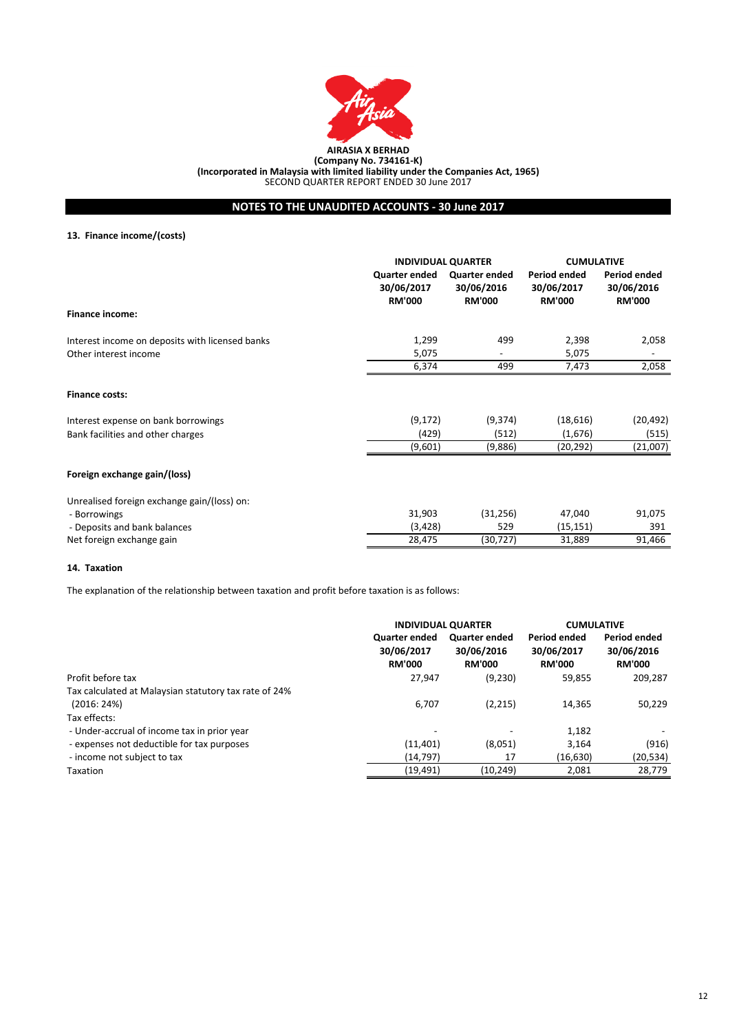**AIRASIA X BERHAD**
**(Company No. 734161-K)**
**(Incorporated in Malaysia with limited liability under the Companies Act, 1965)**
SECOND QUARTER REPORT ENDED 30 June 2017

## NOTES TO THE UNAUDITED ACCOUNTS - 30 June 2017

### 13. Finance income/(costs)

| | INDIVIDUAL QUARTER | | CUMULATIVE | |
|---|---|---|---|---|
| | Quarter ended 30/06/2017 RM'000 | Quarter ended 30/06/2016 RM'000 | Period ended 30/06/2017 RM'000 | Period ended 30/06/2016 RM'000 |
| **Finance income:** | | | | |
| Interest income on deposits with licensed banks | 1,299 | 499 | 2,398 | 2,058 |
| Other interest income | 5,075 | - | 5,075 | - |
| | 6,374 | 499 | 7,473 | 2,058 |
| **Finance costs:** | | | | |
| Interest expense on bank borrowings | (9,172) | (9,374) | (18,616) | (20,492) |
| Bank facilities and other charges | (429) | (512) | (1,676) | (515) |
| | (9,601) | (9,886) | (20,292) | (21,007) |
| **Foreign exchange gain/(loss)** | | | | |
| Unrealised foreign exchange gain/(loss) on: | | | | |
| - Borrowings | 31,903 | (31,256) | 47,040 | 91,075 |
| - Deposits and bank balances | (3,428) | 529 | (15,151) | 391 |
| Net foreign exchange gain | 28,475 | (30,727) | 31,889 | 91,466 |

### 14. Taxation

The explanation of the relationship between taxation and profit before taxation is as follows:

| | INDIVIDUAL QUARTER | | CUMULATIVE | |
|---|---|---|---|---|
| | Quarter ended 30/06/2017 RM'000 | Quarter ended 30/06/2016 RM'000 | Period ended 30/06/2017 RM'000 | Period ended 30/06/2016 RM'000 |
| Profit before tax | 27,947 | (9,230) | 59,855 | 209,287 |
| Tax calculated at Malaysian statutory tax rate of 24% (2016: 24%) | 6,707 | (2,215) | 14,365 | 50,229 |
| Tax effects: | | | | |
| - Under-accrual of income tax in prior year | - | - | 1,182 | - |
| - expenses not deductible for tax purposes | (11,401) | (8,051) | 3,164 | (916) |
| - income not subject to tax | (14,797) | 17 | (16,630) | (20,534) |
| Taxation | (19,491) | (10,249) | 2,081 | 28,779 |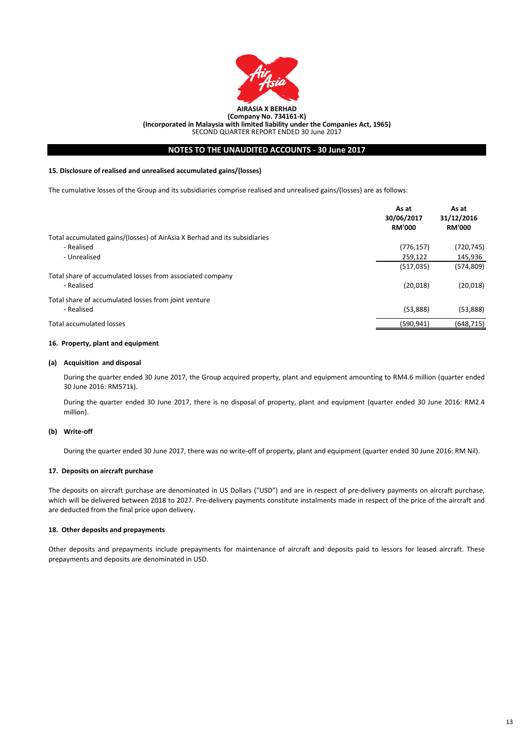**AIRASIA X BERHAD**
**(Company No. 734161-K)**
**(Incorporated in Malaysia with limited liability under the Companies Act, 1965)**
SECOND QUARTER REPORT ENDED 30 June 2017

## NOTES TO THE UNAUDITED ACCOUNTS - 30 June 2017

### 15. Disclosure of realised and unrealised accumulated gains/(losses)

The cumulative losses of the Group and its subsidiaries comprise realised and unrealised gains/(losses) are as follows:

| | As at 30/06/2017 RM'000 | As at 31/12/2016 RM'000 |
|---|---|---|
| Total accumulated gains/(losses) of AirAsia X Berhad and its subsidiaries | | |
| - Realised | (776,157) | (720,745) |
| - Unrealised | 259,122 | 145,936 |
| | (517,035) | (574,809) |
| Total share of accumulated losses from associated company | | |
| - Realised | (20,018) | (20,018) |
| Total share of accumulated losses from joint venture | | |
| - Realised | (53,888) | (53,888) |
| Total accumulated losses | (590,941) | (648,715) |

### 16. Property, plant and equipment

#### (a) Acquisition and disposal

During the quarter ended 30 June 2017, the Group acquired property, plant and equipment amounting to RM4.6 million (quarter ended 30 June 2016: RM571k).

During the quarter ended 30 June 2017, there is no disposal of property, plant and equipment (quarter ended 30 June 2016: RM2.4 million).

#### (b) Write-off

During the quarter ended 30 June 2017, there was no write-off of property, plant and equipment (quarter ended 30 June 2016: RM Nil).

### 17. Deposits on aircraft purchase

The deposits on aircraft purchase are denominated in US Dollars ("USD") and are in respect of pre-delivery payments on aircraft purchase, which will be delivered between 2018 to 2027. Pre-delivery payments constitute instalments made in respect of the price of the aircraft and are deducted from the final price upon delivery.

### 18. Other deposits and prepayments

Other deposits and prepayments include prepayments for maintenance of aircraft and deposits paid to lessors for leased aircraft. These prepayments and deposits are denominated in USD.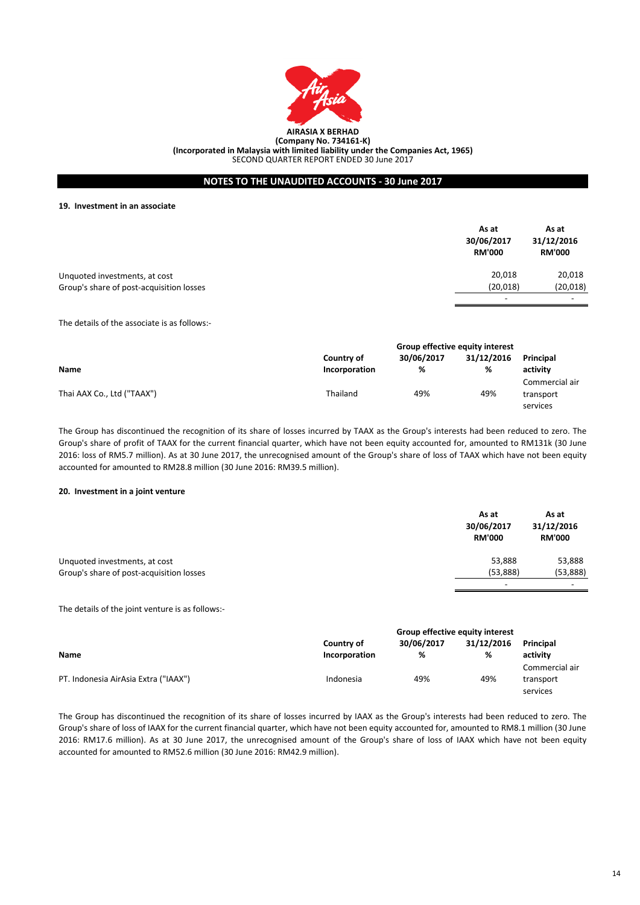**AIRASIA X BERHAD**
**(Company No. 734161-K)**
**(Incorporated in Malaysia with limited liability under the Companies Act, 1965)**
SECOND QUARTER REPORT ENDED 30 June 2017

## NOTES TO THE UNAUDITED ACCOUNTS - 30 June 2017

### 19. Investment in an associate

| | As at 30/06/2017 RM'000 | As at 31/12/2016 RM'000 |
|---|---|---|
| Unquoted investments, at cost | 20,018 | 20,018 |
| Group's share of post-acquisition losses | (20,018) | (20,018) |
| | - | - |

The details of the associate is as follows:-

| Name | Country of Incorporation | Group effective equity interest 30/06/2017 % | Group effective equity interest 31/12/2016 % | Principal activity |
|---|---|---|---|---|
| Thai AAX Co., Ltd ("TAAX") | Thailand | 49% | 49% | Commercial air transport services |

The Group has discontinued the recognition of its share of losses incurred by TAAX as the Group's interests had been reduced to zero. The Group's share of profit of TAAX for the current financial quarter, which have not been equity accounted for, amounted to RM131k (30 June 2016: loss of RM5.7 million). As at 30 June 2017, the unrecognised amount of the Group's share of loss of TAAX which have not been equity accounted for amounted to RM28.8 million (30 June 2016: RM39.5 million).

### 20. Investment in a joint venture

| | As at 30/06/2017 RM'000 | As at 31/12/2016 RM'000 |
|---|---|---|
| Unquoted investments, at cost | 53,888 | 53,888 |
| Group's share of post-acquisition losses | (53,888) | (53,888) |
| | - | - |

The details of the joint venture is as follows:-

| Name | Country of Incorporation | Group effective equity interest 30/06/2017 % | Group effective equity interest 31/12/2016 % | Principal activity |
|---|---|---|---|---|
| PT. Indonesia AirAsia Extra ("IAAX") | Indonesia | 49% | 49% | Commercial air transport services |

The Group has discontinued the recognition of its share of losses incurred by IAAX as the Group's interests had been reduced to zero. The Group's share of loss of IAAX for the current financial quarter, which have not been equity accounted for, amounted to RM8.1 million (30 June 2016: RM17.6 million). As at 30 June 2017, the unrecognised amount of the Group's share of loss of IAAX which have not been equity accounted for amounted to RM52.6 million (30 June 2016: RM42.9 million).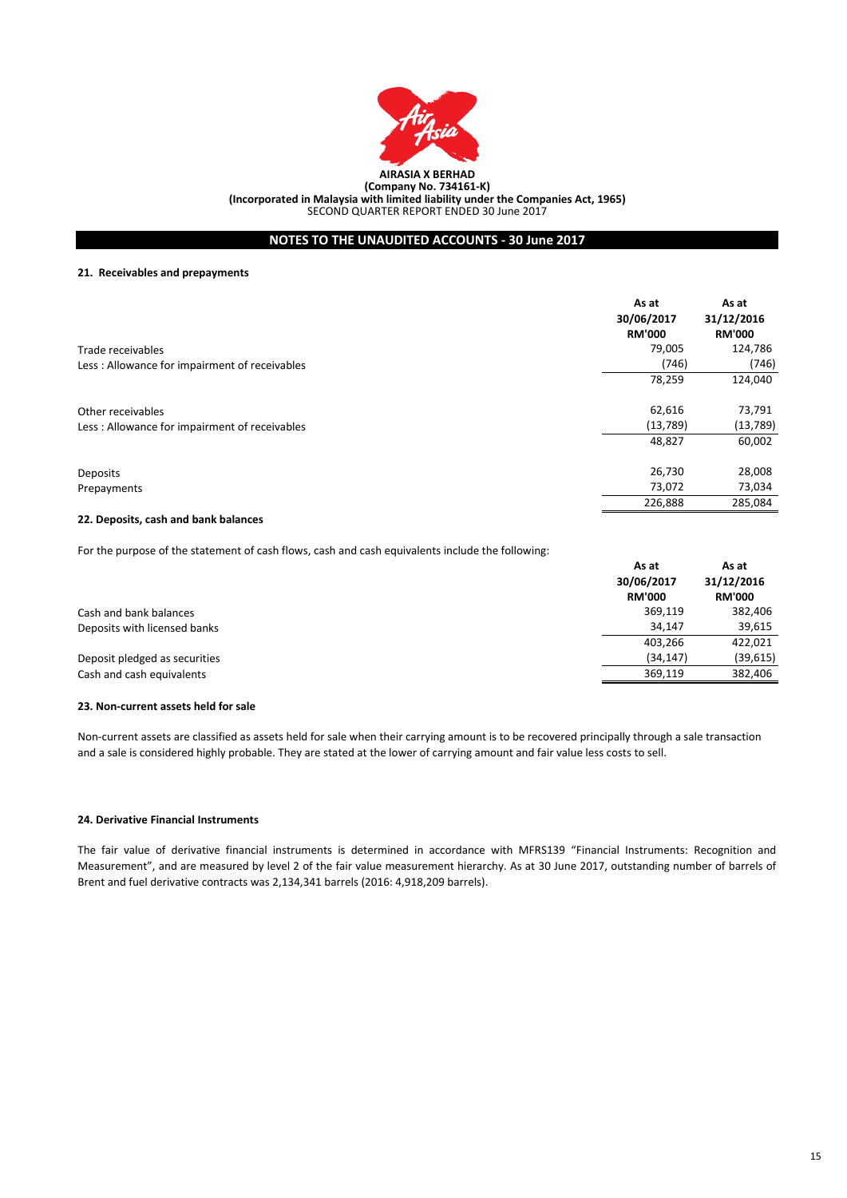**AIRASIA X BERHAD**
**(Company No. 734161-K)**
**(Incorporated in Malaysia with limited liability under the Companies Act, 1965)**
SECOND QUARTER REPORT ENDED 30 June 2017

## NOTES TO THE UNAUDITED ACCOUNTS - 30 June 2017

### 21. Receivables and prepayments

| | As at 30/06/2017 RM'000 | As at 31/12/2016 RM'000 |
|---|---|---|
| Trade receivables | 79,005 | 124,786 |
| Less : Allowance for impairment of receivables | (746) | (746) |
| | 78,259 | 124,040 |
| | | |
| Other receivables | 62,616 | 73,791 |
| Less : Allowance for impairment of receivables | (13,789) | (13,789) |
| | 48,827 | 60,002 |
| | | |
| Deposits | 26,730 | 28,008 |
| Prepayments | 73,072 | 73,034 |
| | 226,888 | 285,084 |

### 22. Deposits, cash and bank balances

For the purpose of the statement of cash flows, cash and cash equivalents include the following:

| | As at 30/06/2017 RM'000 | As at 31/12/2016 RM'000 |
|---|---|---|
| Cash and bank balances | 369,119 | 382,406 |
| Deposits with licensed banks | 34,147 | 39,615 |
| | 403,266 | 422,021 |
| Deposit pledged as securities | (34,147) | (39,615) |
| Cash and cash equivalents | 369,119 | 382,406 |

### 23. Non-current assets held for sale

Non-current assets are classified as assets held for sale when their carrying amount is to be recovered principally through a sale transaction and a sale is considered highly probable. They are stated at the lower of carrying amount and fair value less costs to sell.

### 24. Derivative Financial Instruments

The fair value of derivative financial instruments is determined in accordance with MFRS139 "Financial Instruments: Recognition and Measurement", and are measured by level 2 of the fair value measurement hierarchy. As at 30 June 2017, outstanding number of barrels of Brent and fuel derivative contracts was 2,134,341 barrels (2016: 4,918,209 barrels).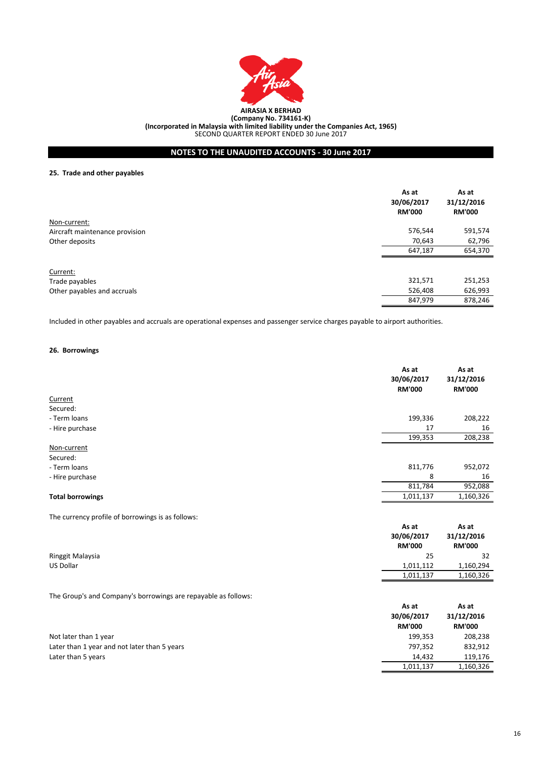**AIRASIA X BERHAD**
**(Company No. 734161-K)**
**(Incorporated in Malaysia with limited liability under the Companies Act, 1965)**
SECOND QUARTER REPORT ENDED 30 June 2017

## NOTES TO THE UNAUDITED ACCOUNTS - 30 June 2017

### 25. Trade and other payables

| | As at 30/06/2017 RM'000 | As at 31/12/2016 RM'000 |
|---|---|---|
| Non-current: | | |
| Aircraft maintenance provision | 576,544 | 591,574 |
| Other deposits | 70,643 | 62,796 |
| | 647,187 | 654,370 |
| Current: | | |
| Trade payables | 321,571 | 251,253 |
| Other payables and accruals | 526,408 | 626,993 |
| | 847,979 | 878,246 |

Included in other payables and accruals are operational expenses and passenger service charges payable to airport authorities.

### 26. Borrowings

| | As at 30/06/2017 RM'000 | As at 31/12/2016 RM'000 |
|---|---|---|
| Current | | |
| Secured: | | |
| - Term loans | 199,336 | 208,222 |
| - Hire purchase | 17 | 16 |
| | 199,353 | 208,238 |
| Non-current | | |
| Secured: | | |
| - Term loans | 811,776 | 952,072 |
| - Hire purchase | 8 | 16 |
| | 811,784 | 952,088 |
| **Total borrowings** | 1,011,137 | 1,160,326 |

The currency profile of borrowings is as follows:

| | As at 30/06/2017 RM'000 | As at 31/12/2016 RM'000 |
|---|---|---|
| Ringgit Malaysia | 25 | 32 |
| US Dollar | 1,011,112 | 1,160,294 |
| | 1,011,137 | 1,160,326 |

The Group's and Company's borrowings are repayable as follows:

| | As at 30/06/2017 RM'000 | As at 31/12/2016 RM'000 |
|---|---|---|
| Not later than 1 year | 199,353 | 208,238 |
| Later than 1 year and not later than 5 years | 797,352 | 832,912 |
| Later than 5 years | 14,432 | 119,176 |
| | 1,011,137 | 1,160,326 |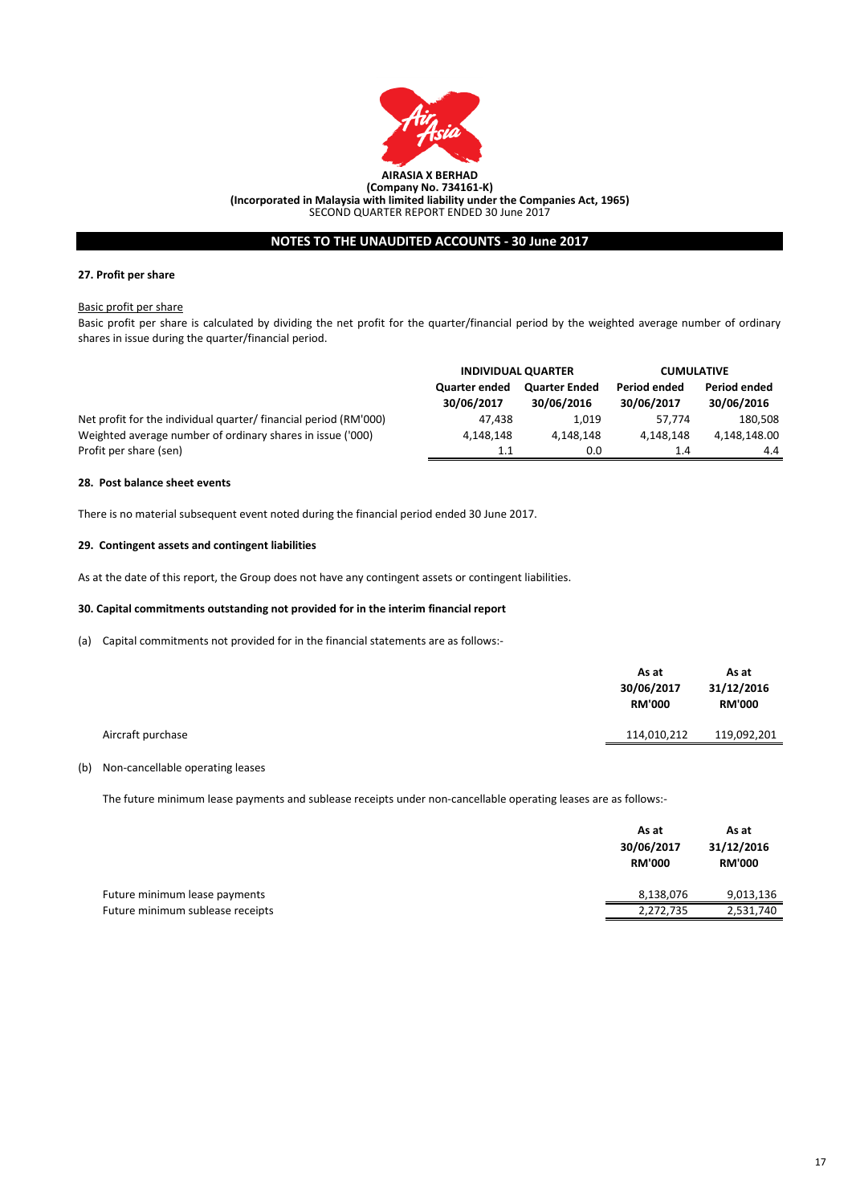**AIRASIA X BERHAD**
**(Company No. 734161-K)**
**(Incorporated in Malaysia with limited liability under the Companies Act, 1965)**
SECOND QUARTER REPORT ENDED 30 June 2017

## NOTES TO THE UNAUDITED ACCOUNTS - 30 June 2017

### 27. Profit per share

Basic profit per share

Basic profit per share is calculated by dividing the net profit for the quarter/financial period by the weighted average number of ordinary shares in issue during the quarter/financial period.

| | INDIVIDUAL QUARTER | | CUMULATIVE | |
|---|---|---|---|---|
| | Quarter ended 30/06/2017 | Quarter Ended 30/06/2016 | Period ended 30/06/2017 | Period ended 30/06/2016 |
| Net profit for the individual quarter/ financial period (RM'000) | 47,438 | 1,019 | 57,774 | 180,508 |
| Weighted average number of ordinary shares in issue ('000) | 4,148,148 | 4,148,148 | 4,148,148 | 4,148,148.00 |
| Profit per share (sen) | 1.1 | 0.0 | 1.4 | 4.4 |

### 28. Post balance sheet events

There is no material subsequent event noted during the financial period ended 30 June 2017.

### 29. Contingent assets and contingent liabilities

As at the date of this report, the Group does not have any contingent assets or contingent liabilities.

### 30. Capital commitments outstanding not provided for in the interim financial report

(a) Capital commitments not provided for in the financial statements are as follows:-

| | As at 30/06/2017 RM'000 | As at 31/12/2016 RM'000 |
|---|---|---|
| Aircraft purchase | 114,010,212 | 119,092,201 |

(b) Non-cancellable operating leases

The future minimum lease payments and sublease receipts under non-cancellable operating leases are as follows:-

| | As at 30/06/2017 RM'000 | As at 31/12/2016 RM'000 |
|---|---|---|
| Future minimum lease payments | 8,138,076 | 9,013,136 |
| Future minimum sublease receipts | 2,272,735 | 2,531,740 |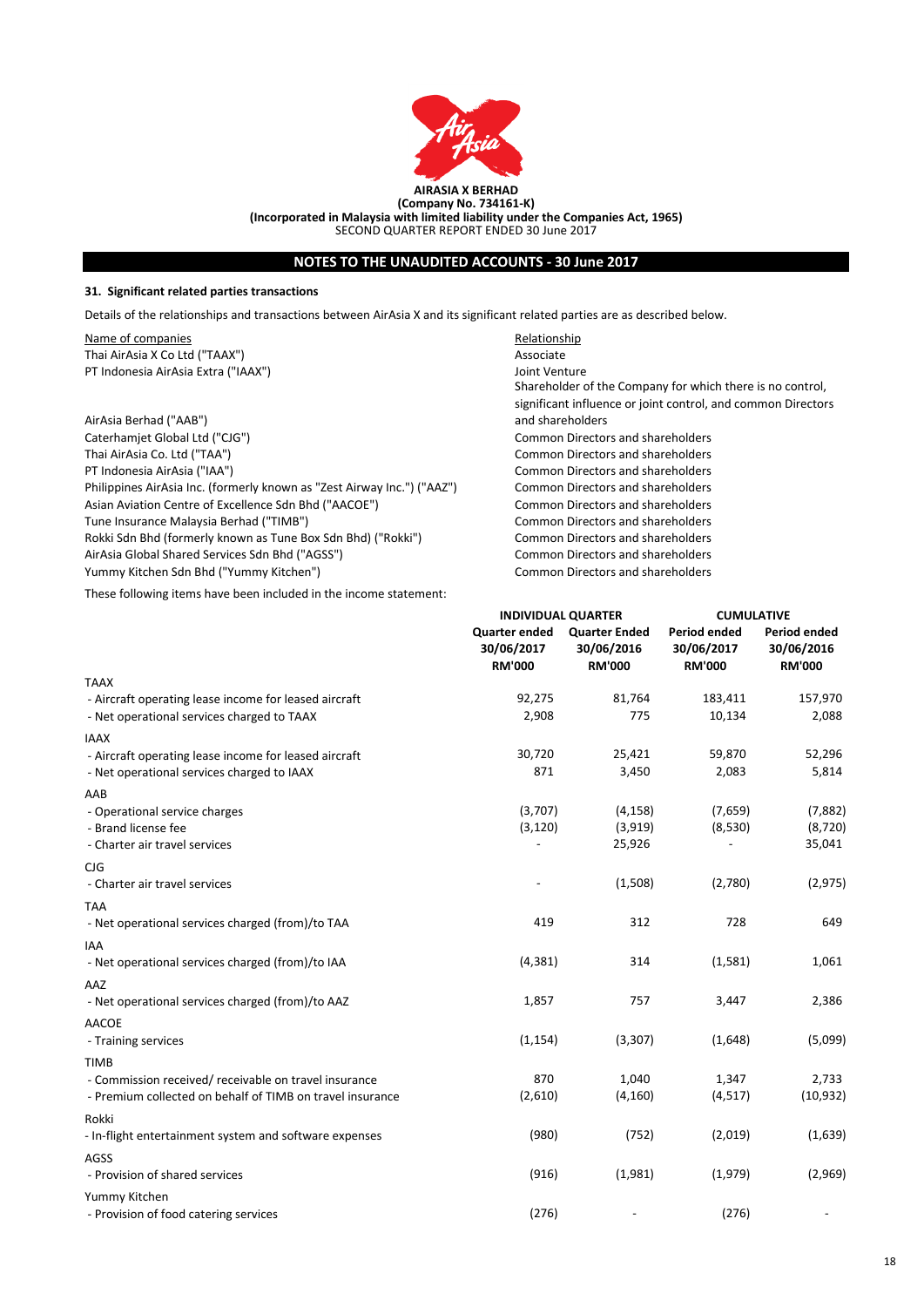**AIRASIA X BERHAD**
**(Company No. 734161-K)**
**(Incorporated in Malaysia with limited liability under the Companies Act, 1965)**
SECOND QUARTER REPORT ENDED 30 June 2017

## NOTES TO THE UNAUDITED ACCOUNTS - 30 June 2017

### 31. Significant related parties transactions

Details of the relationships and transactions between AirAsia X and its significant related parties are as described below.

| Name of companies | Relationship |
|---|---|
| Thai AirAsia X Co Ltd ("TAAX") | Associate |
| PT Indonesia AirAsia Extra ("IAAX") | Joint Venture |
| AirAsia Berhad ("AAB") | Shareholder of the Company for which there is no control, significant influence or joint control, and common Directors and shareholders |
| Caterhamjet Global Ltd ("CJG") | Common Directors and shareholders |
| Thai AirAsia Co. Ltd ("TAA") | Common Directors and shareholders |
| PT Indonesia AirAsia ("IAA") | Common Directors and shareholders |
| Philippines AirAsia Inc. (formerly known as "Zest Airway Inc.") ("AAZ") | Common Directors and shareholders |
| Asian Aviation Centre of Excellence Sdn Bhd ("AACOE") | Common Directors and shareholders |
| Tune Insurance Malaysia Berhad ("TIMB") | Common Directors and shareholders |
| Rokki Sdn Bhd (formerly known as Tune Box Sdn Bhd) ("Rokki") | Common Directors and shareholders |
| AirAsia Global Shared Services Sdn Bhd ("AGSS") | Common Directors and shareholders |
| Yummy Kitchen Sdn Bhd ("Yummy Kitchen") | Common Directors and shareholders |

These following items have been included in the income statement:

| | INDIVIDUAL QUARTER | | CUMULATIVE | |
|---|---|---|---|---|
| | Quarter ended 30/06/2017 RM'000 | Quarter Ended 30/06/2016 RM'000 | Period ended 30/06/2017 RM'000 | Period ended 30/06/2016 RM'000 |
| **TAAX** | | | | |
| - Aircraft operating lease income for leased aircraft | 92,275 | 81,764 | 183,411 | 157,970 |
| - Net operational services charged to TAAX | 2,908 | 775 | 10,134 | 2,088 |
| **IAAX** | | | | |
| - Aircraft operating lease income for leased aircraft | 30,720 | 25,421 | 59,870 | 52,296 |
| - Net operational services charged to IAAX | 871 | 3,450 | 2,083 | 5,814 |
| **AAB** | | | | |
| - Operational service charges | (3,707) | (4,158) | (7,659) | (7,882) |
| - Brand license fee | (3,120) | (3,919) | (8,530) | (8,720) |
| - Charter air travel services | - | 25,926 | - | 35,041 |
| **CJG** | | | | |
| - Charter air travel services | - | (1,508) | (2,780) | (2,975) |
| **TAA** | | | | |
| - Net operational services charged (from)/to TAA | 419 | 312 | 728 | 649 |
| **IAA** | | | | |
| - Net operational services charged (from)/to IAA | (4,381) | 314 | (1,581) | 1,061 |
| **AAZ** | | | | |
| - Net operational services charged (from)/to AAZ | 1,857 | 757 | 3,447 | 2,386 |
| **AACOE** | | | | |
| - Training services | (1,154) | (3,307) | (1,648) | (5,099) |
| **TIMB** | | | | |
| - Commission received/ receivable on travel insurance | 870 | 1,040 | 1,347 | 2,733 |
| - Premium collected on behalf of TIMB on travel insurance | (2,610) | (4,160) | (4,517) | (10,932) |
| **Rokki** | | | | |
| - In-flight entertainment system and software expenses | (980) | (752) | (2,019) | (1,639) |
| **AGSS** | | | | |
| - Provision of shared services | (916) | (1,981) | (1,979) | (2,969) |
| **Yummy Kitchen** | | | | |
| - Provision of food catering services | (276) | - | (276) | - |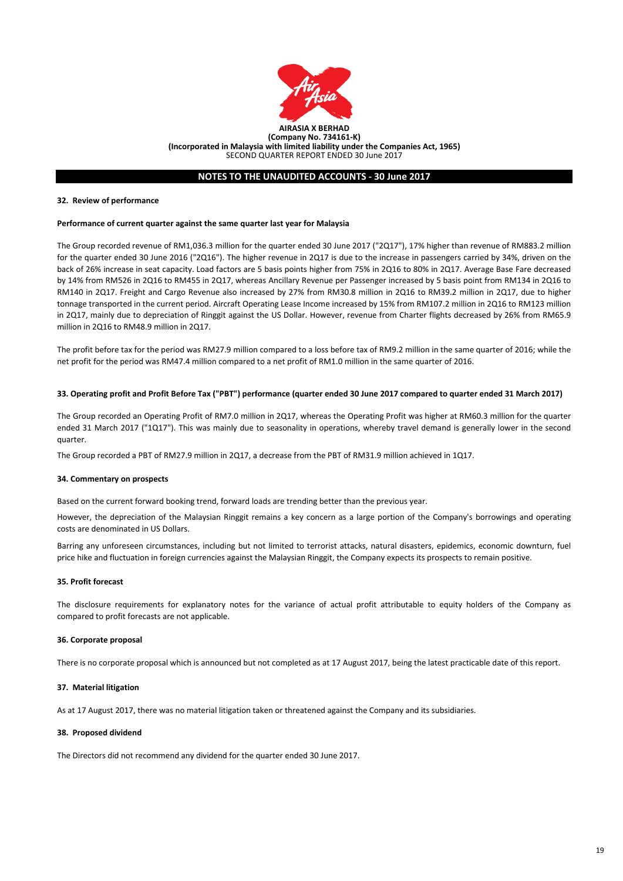**AIRASIA X BERHAD**
**(Company No. 734161-K)**
**(Incorporated in Malaysia with limited liability under the Companies Act, 1965)**
SECOND QUARTER REPORT ENDED 30 June 2017

## NOTES TO THE UNAUDITED ACCOUNTS - 30 June 2017

### 32. Review of performance

**Performance of current quarter against the same quarter last year for Malaysia**

The Group recorded revenue of RM1,036.3 million for the quarter ended 30 June 2017 ("2Q17"), 17% higher than revenue of RM883.2 million for the quarter ended 30 June 2016 ("2Q16"). The higher revenue in 2Q17 is due to the increase in passengers carried by 34%, driven on the back of 26% increase in seat capacity. Load factors are 5 basis points higher from 75% in 2Q16 to 80% in 2Q17. Average Base Fare decreased by 14% from RM526 in 2Q16 to RM455 in 2Q17, whereas Ancillary Revenue per Passenger increased by 5 basis point from RM134 in 2Q16 to RM140 in 2Q17. Freight and Cargo Revenue also increased by 27% from RM30.8 million in 2Q16 to RM39.2 million in 2Q17, due to higher tonnage transported in the current period. Aircraft Operating Lease Income increased by 15% from RM107.2 million in 2Q16 to RM123 million in 2Q17, mainly due to depreciation of Ringgit against the US Dollar. However, revenue from Charter flights decreased by 26% from RM65.9 million in 2Q16 to RM48.9 million in 2Q17.

The profit before tax for the period was RM27.9 million compared to a loss before tax of RM9.2 million in the same quarter of 2016; while the net profit for the period was RM47.4 million compared to a net profit of RM1.0 million in the same quarter of 2016.

### 33. Operating profit and Profit Before Tax ("PBT") performance (quarter ended 30 June 2017 compared to quarter ended 31 March 2017)

The Group recorded an Operating Profit of RM7.0 million in 2Q17, whereas the Operating Profit was higher at RM60.3 million for the quarter ended 31 March 2017 ("1Q17"). This was mainly due to seasonality in operations, whereby travel demand is generally lower in the second quarter.

The Group recorded a PBT of RM27.9 million in 2Q17, a decrease from the PBT of RM31.9 million achieved in 1Q17.

### 34. Commentary on prospects

Based on the current forward booking trend, forward loads are trending better than the previous year.

However, the depreciation of the Malaysian Ringgit remains a key concern as a large portion of the Company's borrowings and operating costs are denominated in US Dollars.

Barring any unforeseen circumstances, including but not limited to terrorist attacks, natural disasters, epidemics, economic downturn, fuel price hike and fluctuation in foreign currencies against the Malaysian Ringgit, the Company expects its prospects to remain positive.

### 35. Profit forecast

The disclosure requirements for explanatory notes for the variance of actual profit attributable to equity holders of the Company as compared to profit forecasts are not applicable.

### 36. Corporate proposal

There is no corporate proposal which is announced but not completed as at 17 August 2017, being the latest practicable date of this report.

### 37. Material litigation

As at 17 August 2017, there was no material litigation taken or threatened against the Company and its subsidiaries.

### 38. Proposed dividend

The Directors did not recommend any dividend for the quarter ended 30 June 2017.